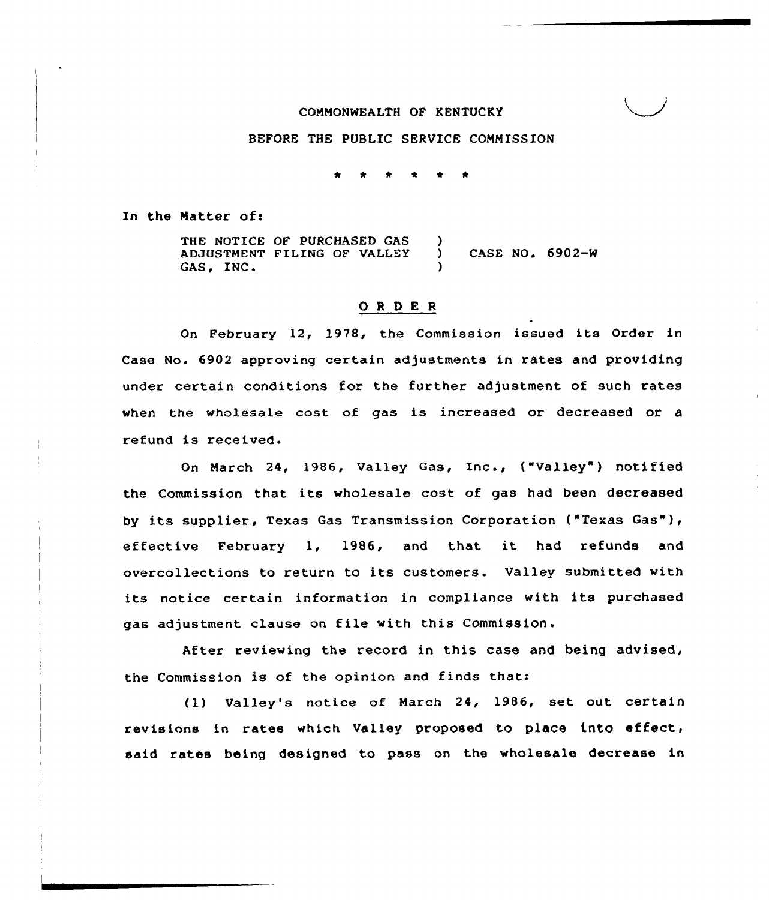COMMONWEALTH OF KENTUCKY

BEFORE THE PUBLIC SERVICE COMMISSION

\* \* \* \* \* \*

In the Matter of:

| | | |
|---|---|---|
| THE NOTICE OF PURCHASED GAS ADJUSTMENT FILING OF VALLEY GAS, INC. | ) | CASE NO. 6902-W |

## O R D E R

On February 12, 1978, the Commission issued its Order in Case No. 6902 approving certain adjustments in rates and providing under certain conditions for the further adjustment of such rates when the wholesale cost of gas is increased or decreased or a refund is received.

On March 24, 1986, Valley Gas, Inc., ("Valley") notified the Commission that its wholesale cost of gas had been decreased by its supplier, Texas Gas Transmission Corporation ("Texas Gas"), effective February 1, 1986, and that it had refunds and overcollections to return to its customers. Valley submitted with its notice certain information in compliance with its purchased gas adjustment clause on file with this Commission.

After reviewing the record in this case and being advised, the Commission is of the opinion and finds that:

(1) Valley's notice of March 24, 1986, set out certain revisions in rates which Valley proposed to place into effect, said rates being designed to pass on the wholesale decrease in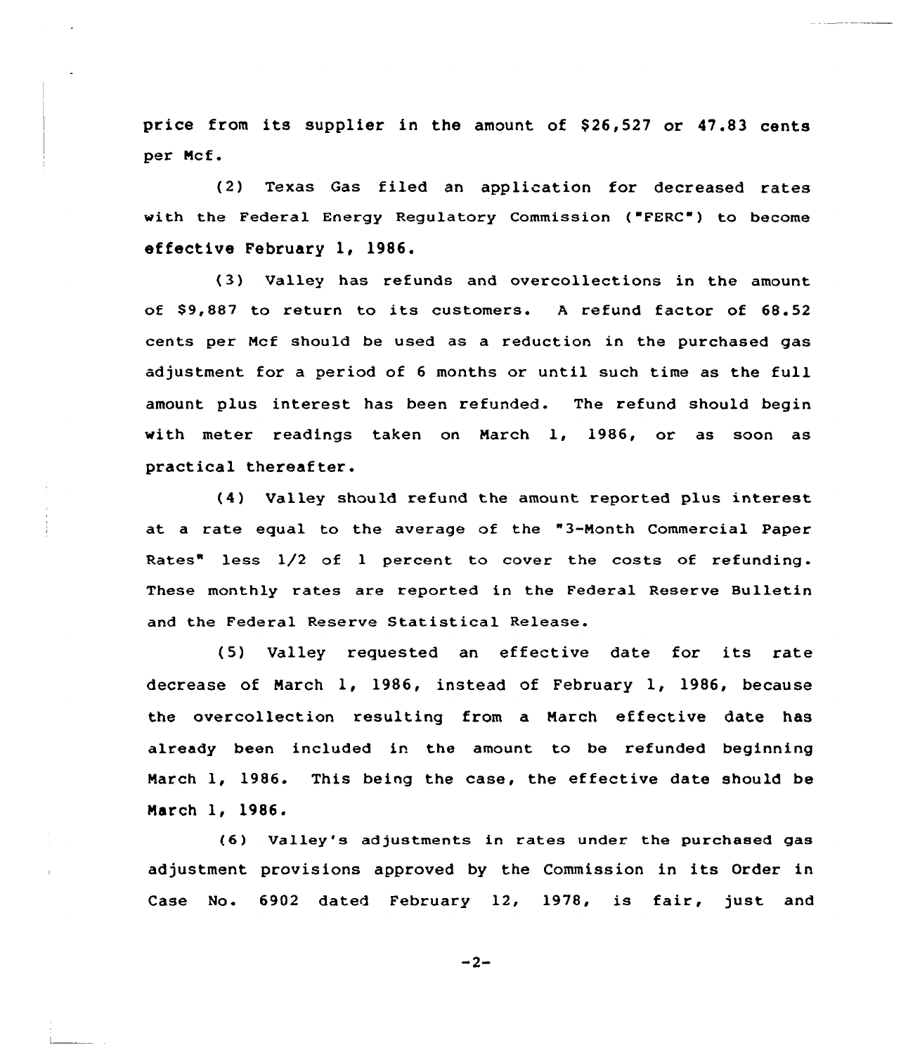price from its supplier in the amount of $26,527 or 47.83 cents per Mcf.

(2) Texas Gas filed an application for decreased rates with the Federal Energy Regulatory Commission ("FERC") to become effective February 1, 1986.

(3) Valley has refunds and overcollections in the amount of $9,887 to return to its customers. A refund factor of 68.52 cents per Mcf should be used as a reduction in the purchased gas adjustment for a period of 6 months or until such time as the full amount plus interest has been refunded. The refund should begin with meter readings taken on March 1, 1986, or as soon as practical thereafter.

(4) Valley should refund the amount reported plus interest at a rate equal to the average of the "3-Month Commercial Paper Rates" less 1/2 of 1 percent to cover the costs of refunding. These monthly rates are reported in the Federal Reserve Bulletin and the Federal Reserve Statistical Release.

(5) Valley requested an effective date for its rate decrease of March 1, 1986, instead of February 1, 1986, because the overcollection resulting from a March effective date has already been included in the amount to be refunded beginning March 1, 1986. This being the case, the effective date should be March 1, 1986.

(6) Valley's adjustments in rates under the purchased gas adjustment provisions approved by the Commission in its Order in Case No. 6902 dated February 12, 1978, is fair, just and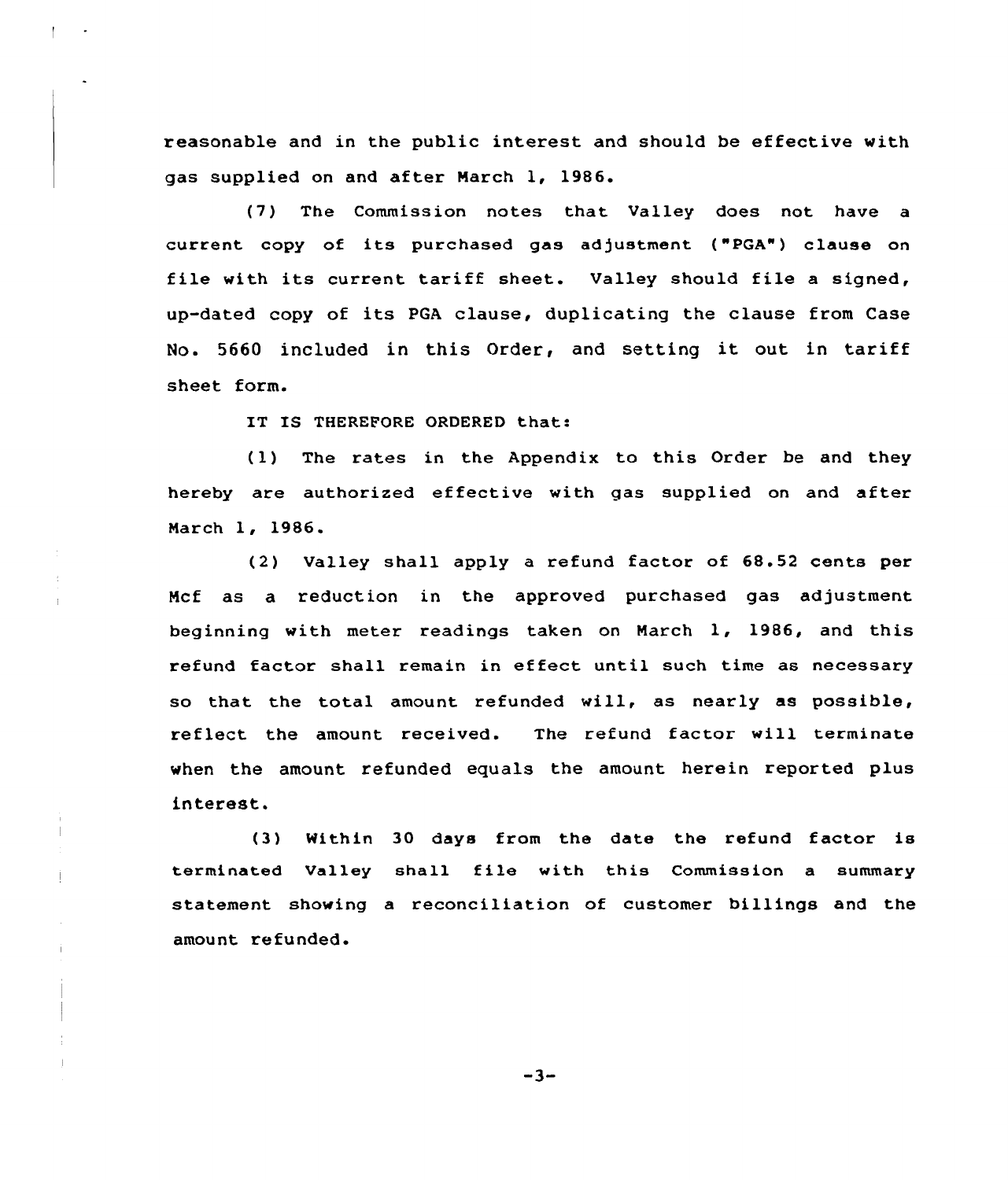reasonable and in the public interest and should be effective with gas supplied on and after March 1, 1986.

(7) The Commission notes that Valley does not have a current copy of its purchased gas adjustment ("PGA") clause on file with its current tariff sheet. Valley should file a signed, up-dated copy of its PGA clause, duplicating the clause from Case No. 5660 included in this Order, and setting it out in tariff sheet form.

IT IS THEREFORE ORDERED that:

(1) The rates in the Appendix to this Order be and they hereby are authorized effective with gas supplied on and after March 1, 1986.

(2) Valley shall apply a refund factor of 68.52 cents per Mcf as a reduction in the approved purchased gas adjustment beginning with meter readings taken on March 1, 1986, and this refund factor shall remain in effect until such time as necessary so that the total amount refunded will, as nearly as possible, reflect the amount received. The refund factor will terminate when the amount refunded equals the amount herein reported plus interest.

(3) Within 30 days from the date the refund factor is terminated Valley shall file with this Commission a summary statement showing a reconciliation of customer billings and the amount refunded.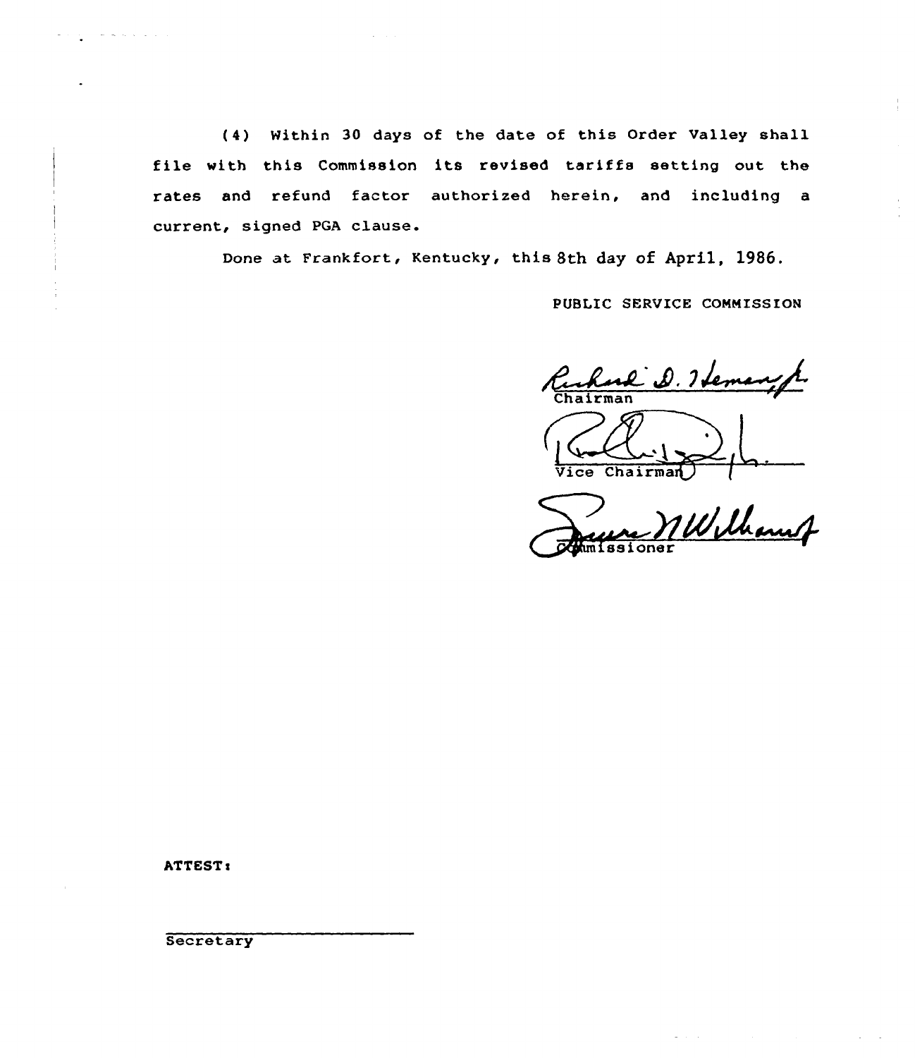(4) Within 30 days of the date of this Order Valley shall file with this Commission its revised tariffs setting out the rates and refund factor authorized herein, and including a current, signed PGA clause.

Done at Frankfort, Kentucky, this 8th day of April, 1986.

PUBLIC SERVICE COMMISSION

Richard D. Heman, Jr.
Chairman

Vice Chairman

Commissioner

ATTEST:

Secretary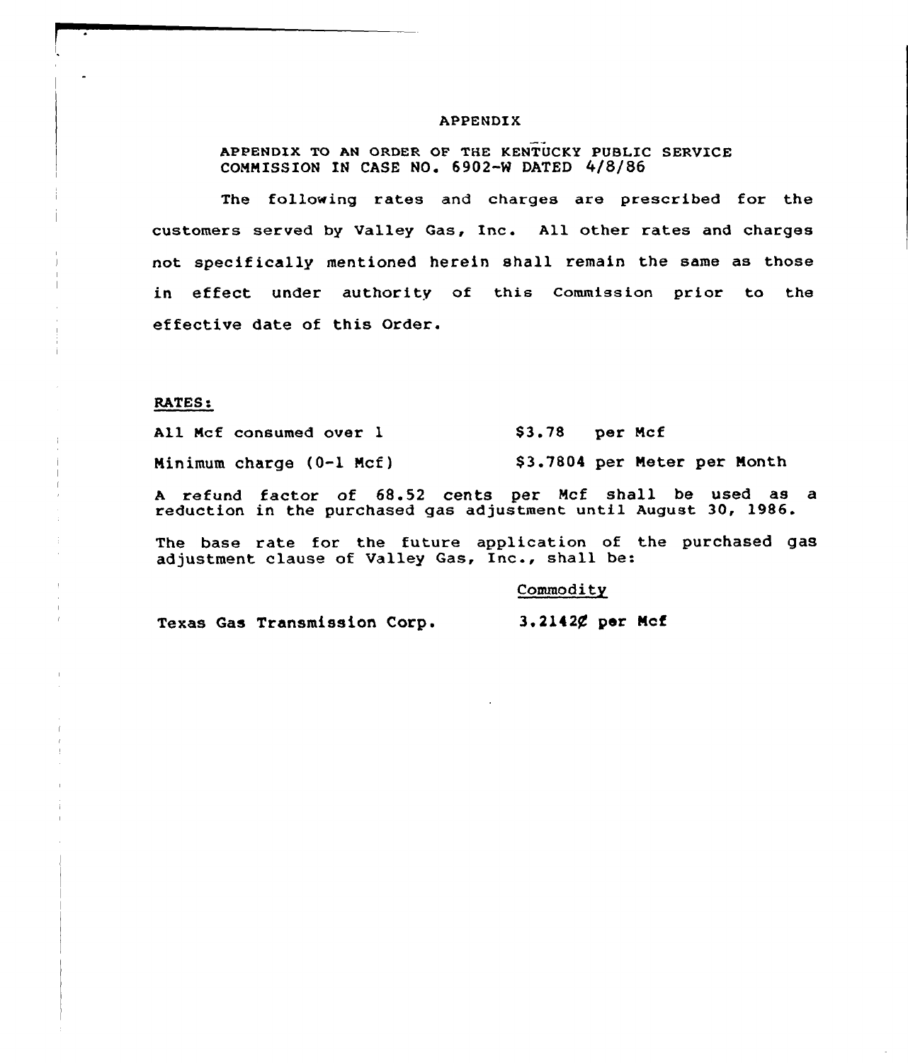# APPENDIX

APPENDIX TO AN ORDER OF THE KENTUCKY PUBLIC SERVICE COMMISSION IN CASE NO. 6902-W DATED 4/8/86

The following rates and charges are prescribed for the customers served by Valley Gas, Inc. All other rates and charges not specifically mentioned herein shall remain the same as those in effect under authority of this Commission prior to the effective date of this Order.

RATES:

| | |
|---|---|
| All Mcf consumed over 1 | $3.78 per Mcf |
| Minimum charge (0-1 Mcf) | $3.7804 per Meter per Month |

A refund factor of 68.52 cents per Mcf shall be used as a reduction in the purchased gas adjustment until August 30, 1986.

The base rate for the future application of the purchased gas adjustment clause of Valley Gas, Inc., shall be:

| | Commodity |
|---|---|
| Texas Gas Transmission Corp. | 3.2142¢ per Mcf |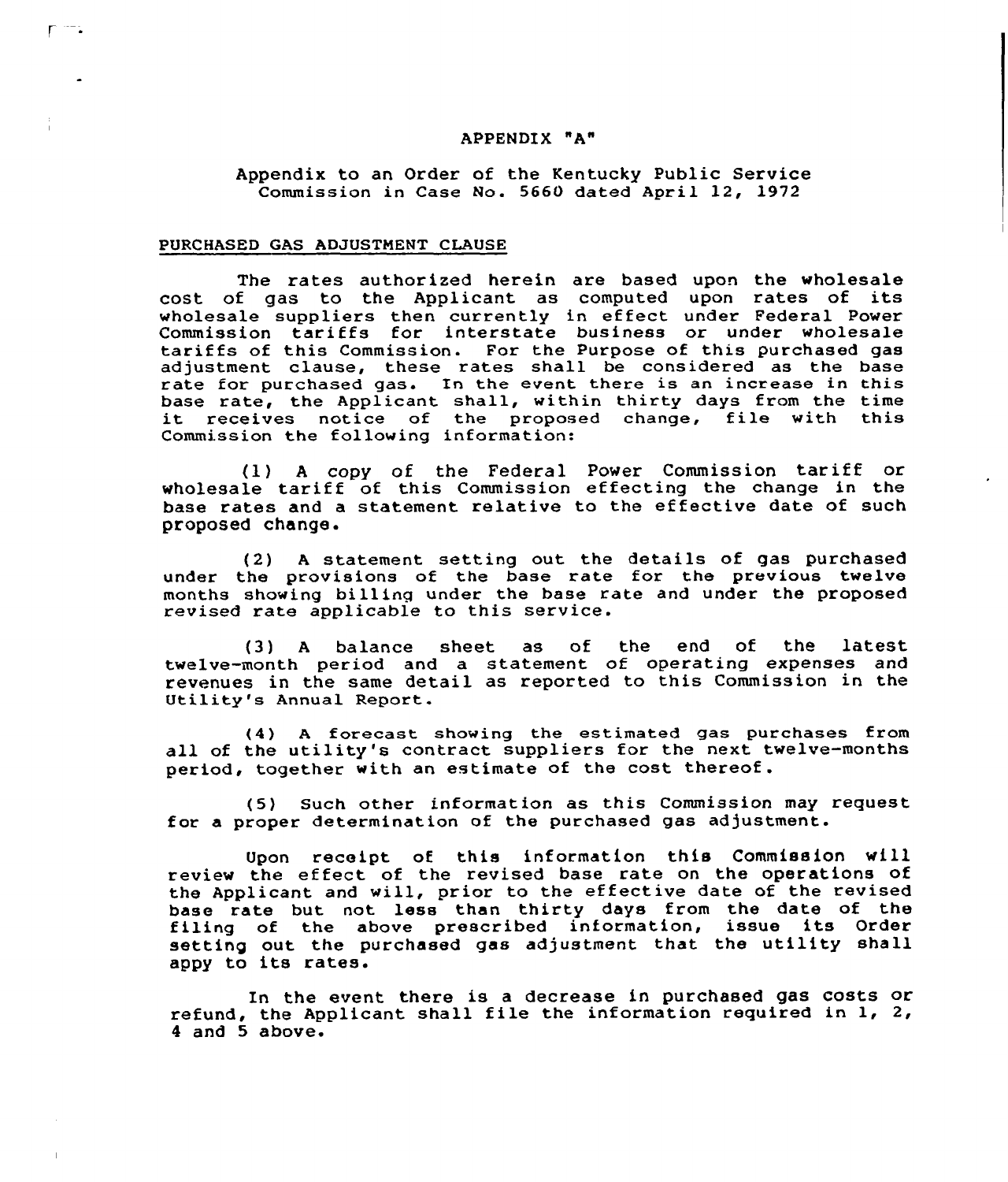APPENDIX "A"

Appendix to an Order of the Kentucky Public Service Commission in Case No. 5660 dated April 12, 1972

PURCHASED GAS ADJUSTMENT CLAUSE

The rates authorized herein are based upon the wholesale cost of gas to the Applicant as computed upon rates of its wholesale suppliers then currently in effect under Federal Power Commission tariffs for interstate business or under wholesale tariffs of this Commission. For the Purpose of this purchased gas adjustment clause, these rates shall be considered as the base rate for purchased gas. In the event there is an increase in this base rate, the Applicant shall, within thirty days from the time it receives notice of the proposed change, file with this Commission the following information:

(1) A copy of the Federal Power Commission tariff or wholesale tariff of this Commission effecting the change in the base rates and a statement relative to the effective date of such proposed change.

(2) A statement setting out the details of gas purchased under the provisions of the base rate for the previous twelve months showing billing under the base rate and under the proposed revised rate applicable to this service.

(3) A balance sheet as of the end of the latest twelve-month period and a statement of operating expenses and revenues in the same detail as reported to this Commission in the Utility's Annual Report.

(4) A forecast showing the estimated gas purchases from all of the utility's contract suppliers for the next twelve-months period, together with an estimate of the cost thereof.

(5) Such other information as this Commission may request for a proper determination of the purchased gas adjustment.

Upon receipt of this information this Commission will review the effect of the revised base rate on the operations of the Applicant and will, prior to the effective date of the revised base rate but not less than thirty days from the date of the filing of the above prescribed information, issue its Order setting out the purchased gas adjustment that the utility shall appy to its rates.

In the event there is a decrease in purchased gas costs or refund, the Applicant shall file the information required in 1, 2, 4 and 5 above.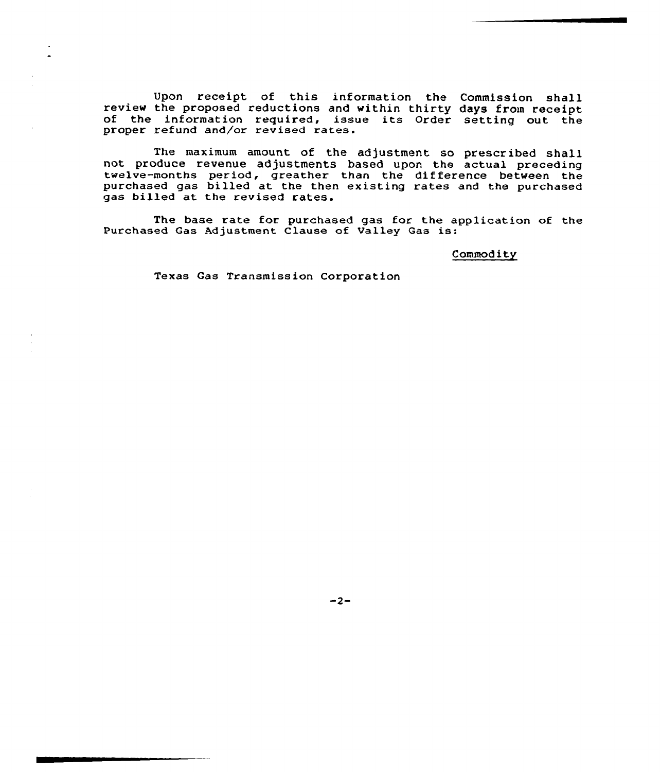Upon receipt of this information the Commission shall review the proposed reductions and within thirty days from receipt of the information required, issue its Order setting out the proper refund and/or revised rates.

The maximum amount of the adjustment so prescribed shall not produce revenue adjustments based upon the actual preceding twelve-months period, greather than the difference between the purchased gas billed at the then existing rates and the purchased gas billed at the revised rates.

The base rate for purchased gas for the application of the Purchased Gas Adjustment Clause of Valley Gas is:

| | Commodity |
|---|---|
| Texas Gas Transmission Corporation | |